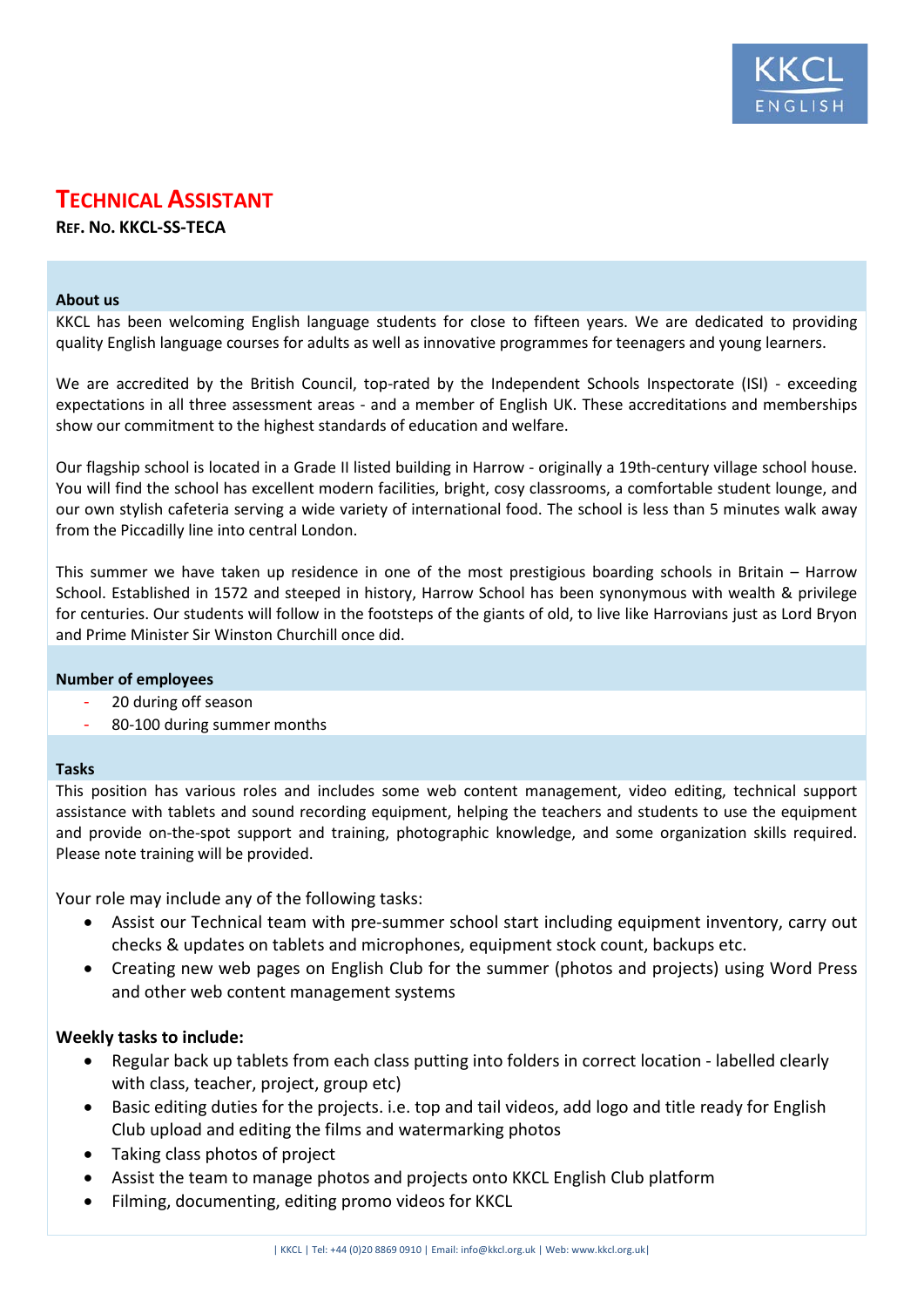# TECHNICAL ASSISTANT

**REF. NO. KKCL-SS-TECA**

### About us

KKCL has been welcoming English language students for close to fifteen years. We are dedicated to providing quality English language courses for adults as well as innovative programmes for teenagers and young learners.

We are accredited by the British Council, top-rated by the Independent Schools Inspectorate (ISI) - exceeding expectations in all three assessment areas - and a member of English UK. These accreditations and memberships show our commitment to the highest standards of education and welfare.

Our flagship school is located in a Grade II listed building in Harrow - originally a 19th-century village school house. You will find the school has excellent modern facilities, bright, cosy classrooms, a comfortable student lounge, and our own stylish cafeteria serving a wide variety of international food. The school is less than 5 minutes walk away from the Piccadilly line into central London.

This summer we have taken up residence in one of the most prestigious boarding schools in Britain – Harrow School. Established in 1572 and steeped in history, Harrow School has been synonymous with wealth & privilege for centuries. Our students will follow in the footsteps of the giants of old, to live like Harrovians just as Lord Bryon and Prime Minister Sir Winston Churchill once did.

### Number of employees

- 20 during off season
- 80-100 during summer months

### Tasks

This position has various roles and includes some web content management, video editing, technical support assistance with tablets and sound recording equipment, helping the teachers and students to use the equipment and provide on-the-spot support and training, photographic knowledge, and some organization skills required. Please note training will be provided.

Your role may include any of the following tasks:

- Assist our Technical team with pre-summer school start including equipment inventory, carry out checks & updates on tablets and microphones, equipment stock count, backups etc.
- Creating new web pages on English Club for the summer (photos and projects) using Word Press and other web content management systems

**Weekly tasks to include:**

- Regular back up tablets from each class putting into folders in correct location - labelled clearly with class, teacher, project, group etc)
- Basic editing duties for the projects. i.e. top and tail videos, add logo and title ready for English Club upload and editing the films and watermarking photos
- Taking class photos of project
- Assist the team to manage photos and projects onto KKCL English Club platform
- Filming, documenting, editing promo videos for KKCL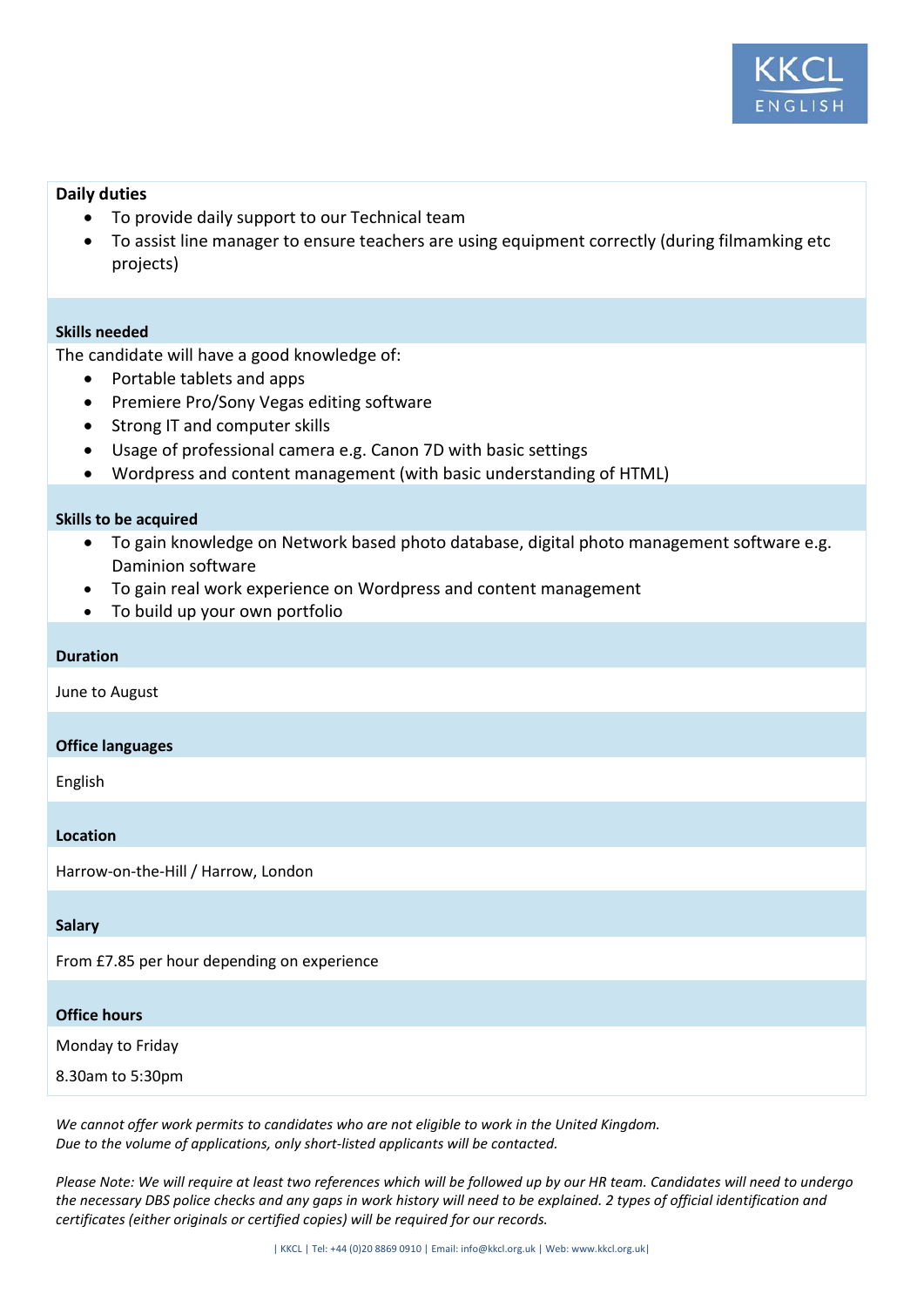**Daily duties**

- To provide daily support to our Technical team
- To assist line manager to ensure teachers are using equipment correctly (during filmamking etc projects)

**Skills needed**

The candidate will have a good knowledge of:

- Portable tablets and apps
- Premiere Pro/Sony Vegas editing software
- Strong IT and computer skills
- Usage of professional camera e.g. Canon 7D with basic settings
- Wordpress and content management (with basic understanding of HTML)

**Skills to be acquired**

- To gain knowledge on Network based photo database, digital photo management software e.g. Daminion software
- To gain real work experience on Wordpress and content management
- To build up your own portfolio

**Duration**

June to August

**Office languages**

English

**Location**

Harrow-on-the-Hill / Harrow, London

**Salary**

From £7.85 per hour depending on experience

**Office hours**

Monday to Friday

8.30am to 5:30pm

*We cannot offer work permits to candidates who are not eligible to work in the United Kingdom.*
*Due to the volume of applications, only short-listed applicants will be contacted.*

*Please Note: We will require at least two references which will be followed up by our HR team. Candidates will need to undergo the necessary DBS police checks and any gaps in work history will need to be explained. 2 types of official identification and certificates (either originals or certified copies) will be required for our records.*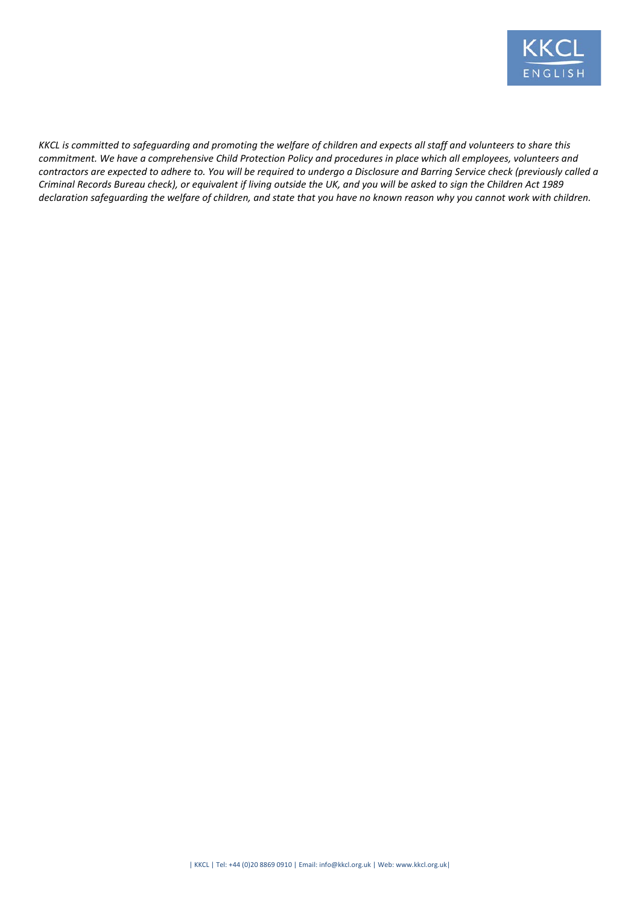*KKCL is committed to safeguarding and promoting the welfare of children and expects all staff and volunteers to share this commitment. We have a comprehensive Child Protection Policy and procedures in place which all employees, volunteers and contractors are expected to adhere to. You will be required to undergo a Disclosure and Barring Service check (previously called a Criminal Records Bureau check), or equivalent if living outside the UK, and you will be asked to sign the Children Act 1989 declaration safeguarding the welfare of children, and state that you have no known reason why you cannot work with children.*